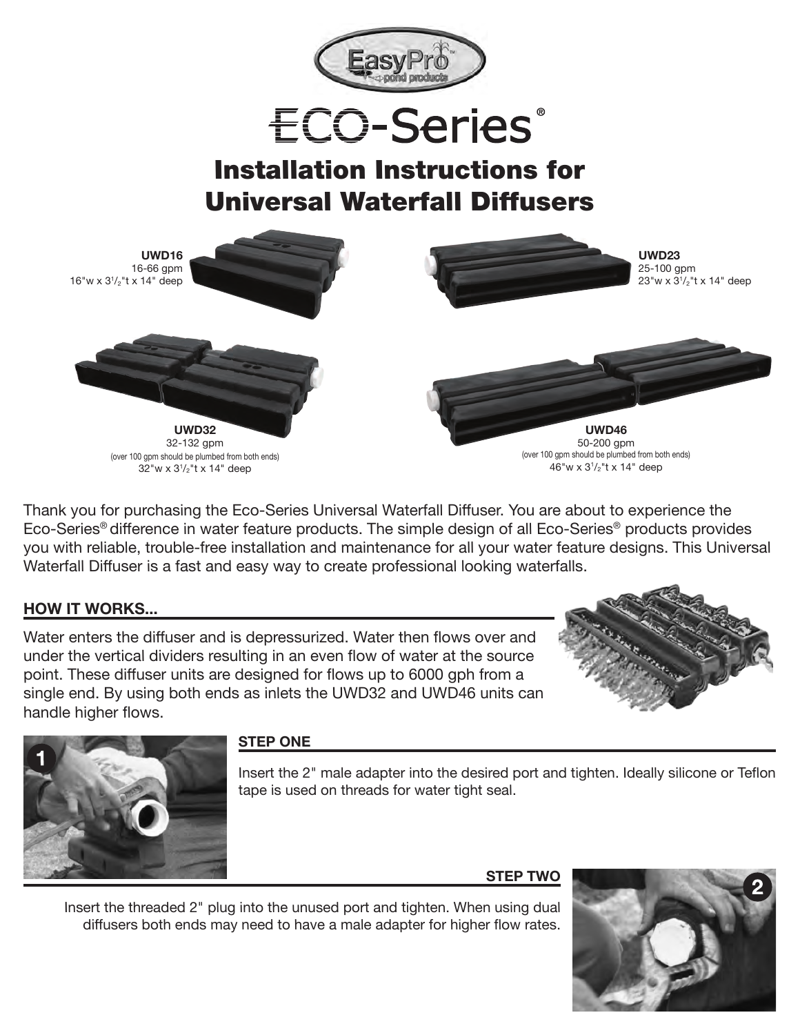# ECO-Series®

## Installation Instructions for Universal Waterfall Diffusers

**UWD16**
16-66 gpm
16"w x 3½"t x 14" deep

**UWD23**
25-100 gpm
23"w x 3½"t x 14" deep

**UWD32**
32-132 gpm
(over 100 gpm should be plumbed from both ends)
32"w x 3½"t x 14" deep

**UWD46**
50-200 gpm
(over 100 gpm should be plumbed from both ends)
46"w x 3½"t x 14" deep

Thank you for purchasing the Eco-Series Universal Waterfall Diffuser. You are about to experience the Eco-Series® difference in water feature products. The simple design of all Eco-Series® products provides you with reliable, trouble-free installation and maintenance for all your water feature designs. This Universal Waterfall Diffuser is a fast and easy way to create professional looking waterfalls.

### HOW IT WORKS...

Water enters the diffuser and is depressurized. Water then flows over and under the vertical dividers resulting in an even flow of water at the source point. These diffuser units are designed for flows up to 6000 gph from a single end. By using both ends as inlets the UWD32 and UWD46 units can handle higher flows.

### STEP ONE

Insert the 2" male adapter into the desired port and tighten. Ideally silicone or Teflon tape is used on threads for water tight seal.

### STEP TWO

Insert the threaded 2" plug into the unused port and tighten. When using dual diffusers both ends may need to have a male adapter for higher flow rates.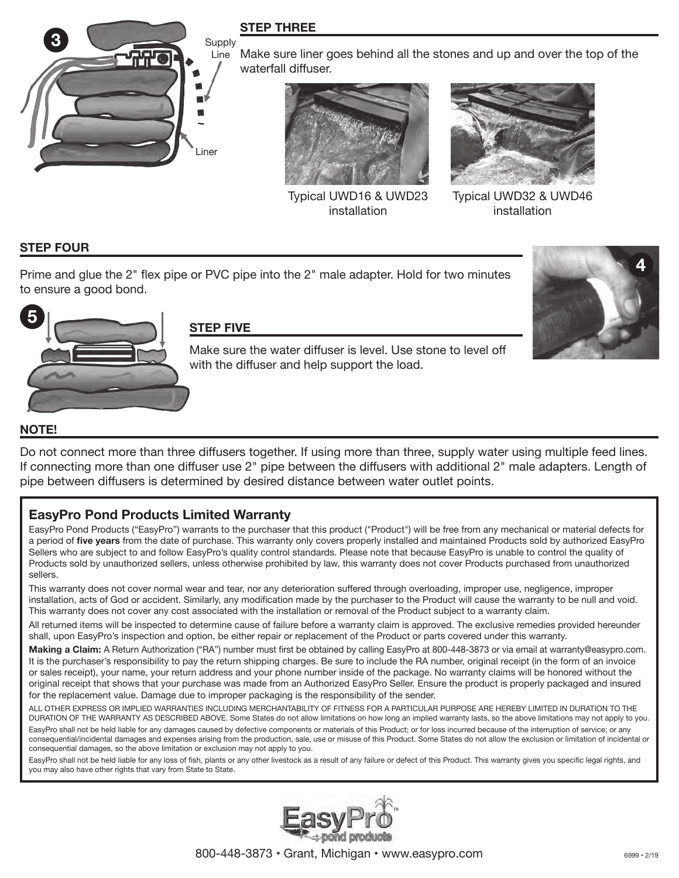### STEP THREE

Make sure liner goes behind all the stones and up and over the top of the waterfall diffuser.

Typical UWD16 & UWD23 installation

Typical UWD32 & UWD46 installation

### STEP FOUR

Prime and glue the 2" flex pipe or PVC pipe into the 2" male adapter. Hold for two minutes to ensure a good bond.

### STEP FIVE

Make sure the water diffuser is level. Use stone to level off with the diffuser and help support the load.

### NOTE!

Do not connect more than three diffusers together. If using more than three, supply water using multiple feed lines. If connecting more than one diffuser use 2" pipe between the diffusers with additional 2" male adapters. Length of pipe between diffusers is determined by desired distance between water outlet points.

## EasyPro Pond Products Limited Warranty

EasyPro Pond Products ("EasyPro") warrants to the purchaser that this product ("Product") will be free from any mechanical or material defects for a period of **five years** from the date of purchase. This warranty only covers properly installed and maintained Products sold by authorized EasyPro Sellers who are subject to and follow EasyPro's quality control standards. Please note that because EasyPro is unable to control the quality of Products sold by unauthorized sellers, unless otherwise prohibited by law, this warranty does not cover Products purchased from unauthorized sellers.

This warranty does not cover normal wear and tear, nor any deterioration suffered through overloading, improper use, negligence, improper installation, acts of God or accident. Similarly, any modification made by the purchaser to the Product will cause the warranty to be null and void. This warranty does not cover any cost associated with the installation or removal of the Product subject to a warranty claim.

All returned items will be inspected to determine cause of failure before a warranty claim is approved. The exclusive remedies provided hereunder shall, upon EasyPro's inspection and option, be either repair or replacement of the Product or parts covered under this warranty.

**Making a Claim:** A Return Authorization ("RA") number must first be obtained by calling EasyPro at 800-448-3873 or via email at warranty@easypro.com. It is the purchaser's responsibility to pay the return shipping charges. Be sure to include the RA number, original receipt (in the form of an invoice or sales receipt), your name, your return address and your phone number inside of the package. No warranty claims will be honored without the original receipt that shows that your purchase was made from an Authorized EasyPro Seller. Ensure the product is properly packaged and insured for the replacement value. Damage due to improper packaging is the responsibility of the sender.

ALL OTHER EXPRESS OR IMPLIED WARRANTIES INCLUDING MERCHANTABILITY OF FITNESS FOR A PARTICULAR PURPOSE ARE HEREBY LIMITED IN DURATION TO THE DURATION OF THE WARRANTY AS DESCRIBED ABOVE. Some States do not allow limitations on how long an implied warranty lasts, so the above limitations may not apply to you.

EasyPro shall not be held liable for any damages caused by defective components or materials of this Product; or for loss incurred because of the interruption of service; or any consequential/incidental damages and expenses arising from the production, sale, use or misuse of this Product. Some States do not allow the exclusion or limitation of incidental or consequential damages, so the above limitation or exclusion may not apply to you.

EasyPro shall not be held liable for any loss of fish, plants or any other livestock as a result of any failure or defect of this Product. This warranty gives you specific legal rights, and you may also have other rights that vary from State to State.

800-448-3873 • Grant, Michigan • www.easypro.com

6999 • 2/19